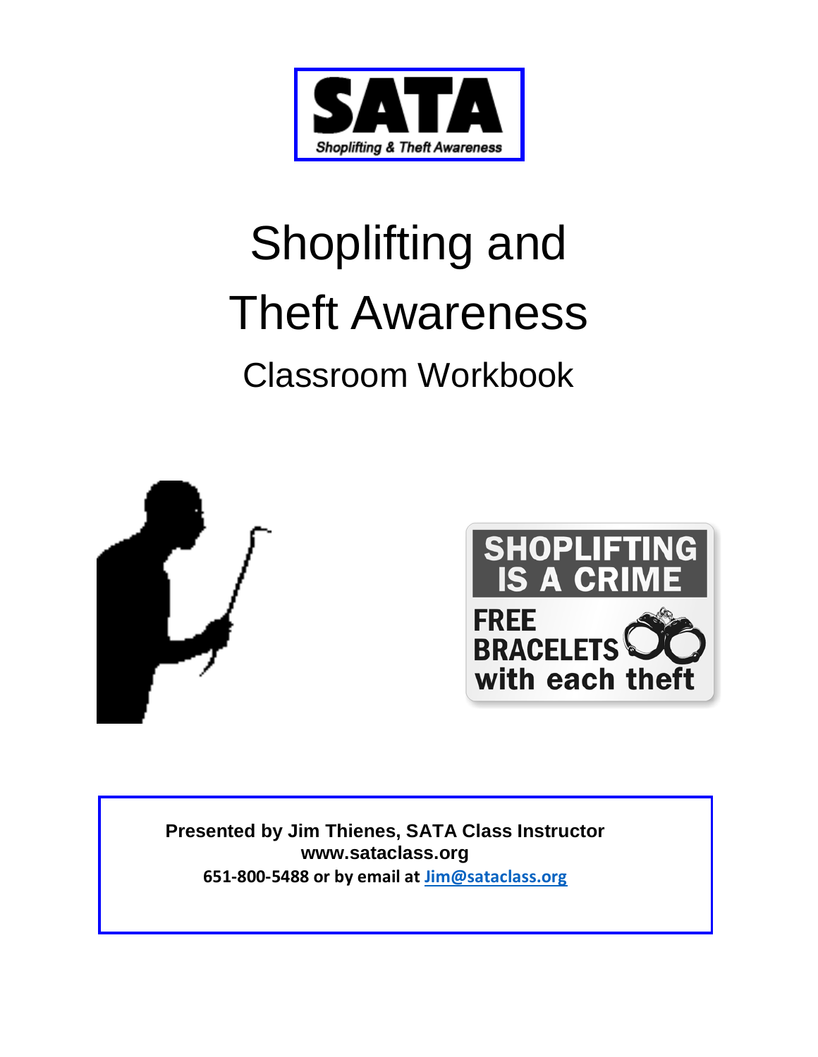**SATA**

*Shoplifting & Theft Awareness*

# Shoplifting and Theft Awareness

## Classroom Workbook

SHOPLIFTING IS A CRIME

FREE BRACELETS with each theft

**Presented by Jim Thienes, SATA Class Instructor**
**www.sataclass.org**
**651-800-5488 or by email at [Jim@sataclass.org](mailto:Jim@sataclass.org)**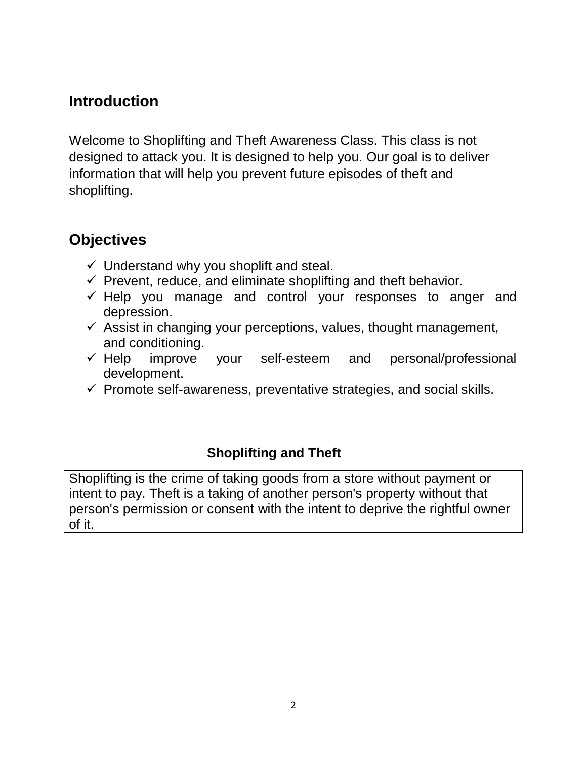## Introduction

Welcome to Shoplifting and Theft Awareness Class. This class is not designed to attack you. It is designed to help you. Our goal is to deliver information that will help you prevent future episodes of theft and shoplifting.

## Objectives

- ✓ Understand why you shoplift and steal.
- ✓ Prevent, reduce, and eliminate shoplifting and theft behavior.
- ✓ Help you manage and control your responses to anger and depression.
- ✓ Assist in changing your perceptions, values, thought management, and conditioning.
- ✓ Help improve your self-esteem and personal/professional development.
- ✓ Promote self-awareness, preventative strategies, and social skills.

### Shoplifting and Theft

Shoplifting is the crime of taking goods from a store without payment or intent to pay. Theft is a taking of another person's property without that person's permission or consent with the intent to deprive the rightful owner of it.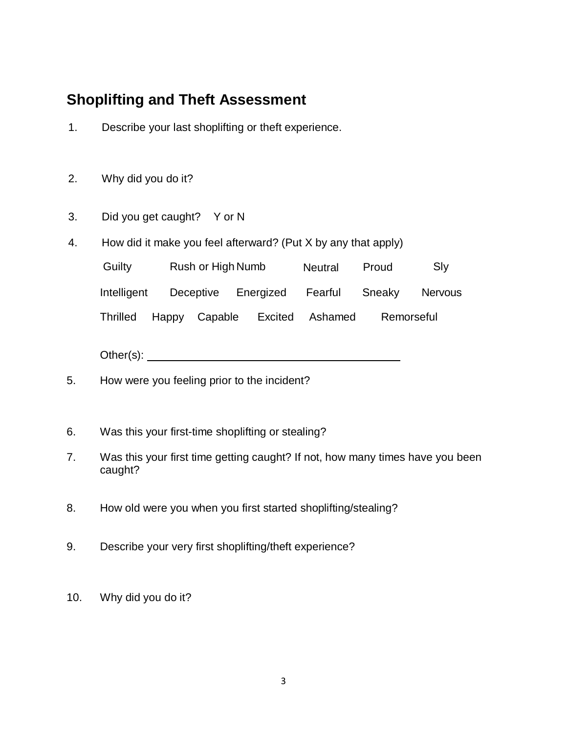## Shoplifting and Theft Assessment

1. Describe your last shoplifting or theft experience.

2. Why did you do it?

3. Did you get caught? Y or N

4. How did it make you feel afterward? (Put X by any that apply)

   Guilty Rush or High Numb Neutral Proud Sly

   Intelligent Deceptive Energized Fearful Sneaky Nervous

   Thrilled Happy Capable Excited Ashamed Remorseful

   Other(s): ________________________________

5. How were you feeling prior to the incident?

6. Was this your first-time shoplifting or stealing?

7. Was this your first time getting caught? If not, how many times have you been caught?

8. How old were you when you first started shoplifting/stealing?

9. Describe your very first shoplifting/theft experience?

10. Why did you do it?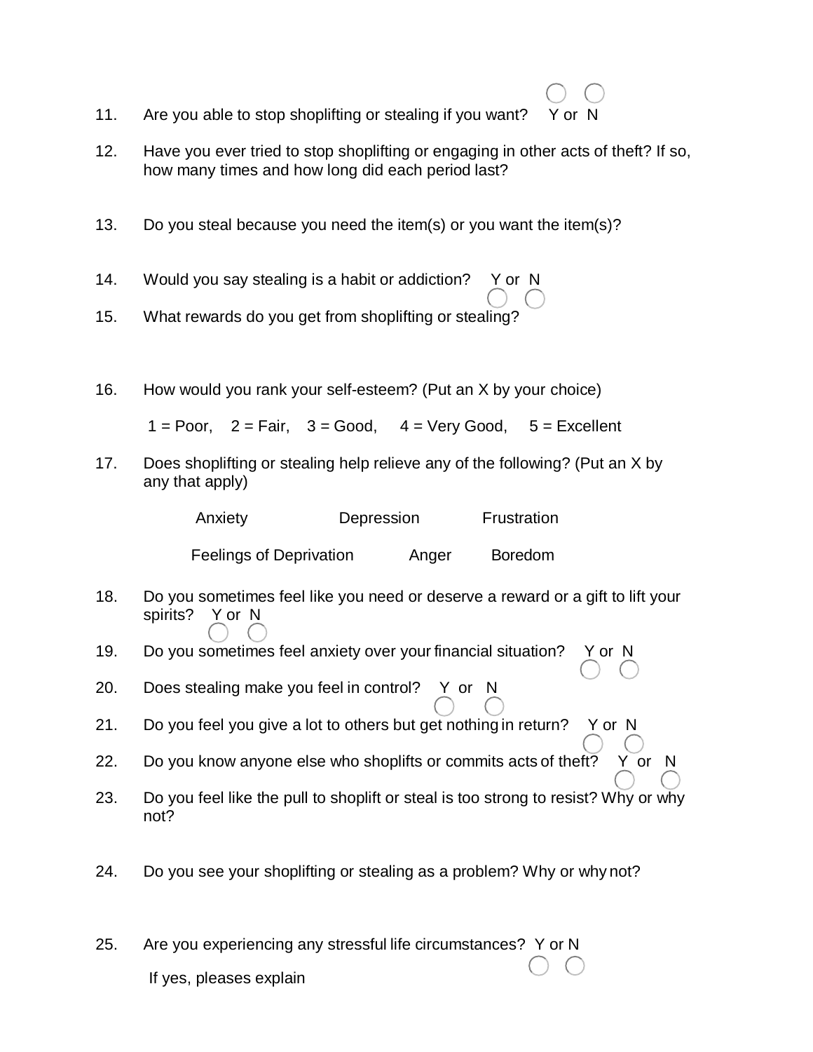11. Are you able to stop shoplifting or stealing if you want? Y or N

12. Have you ever tried to stop shoplifting or engaging in other acts of theft? If so, how many times and how long did each period last?

13. Do you steal because you need the item(s) or you want the item(s)?

14. Would you say stealing is a habit or addiction? Y or N

15. What rewards do you get from shoplifting or stealing?

16. How would you rank your self-esteem? (Put an X by your choice)

    1 = Poor, 2 = Fair, 3 = Good, 4 = Very Good, 5 = Excellent

17. Does shoplifting or stealing help relieve any of the following? (Put an X by any that apply)

    Anxiety Depression Frustration

    Feelings of Deprivation Anger Boredom

18. Do you sometimes feel like you need or deserve a reward or a gift to lift your spirits? Y or N

19. Do you sometimes feel anxiety over your financial situation? Y or N

20. Does stealing make you feel in control? Y or N

21. Do you feel you give a lot to others but get nothing in return? Y or N

22. Do you know anyone else who shoplifts or commits acts of theft? Y or N

23. Do you feel like the pull to shoplift or steal is too strong to resist? Why or why not?

24. Do you see your shoplifting or stealing as a problem? Why or why not?

25. Are you experiencing any stressful life circumstances? Y or N

    If yes, pleases explain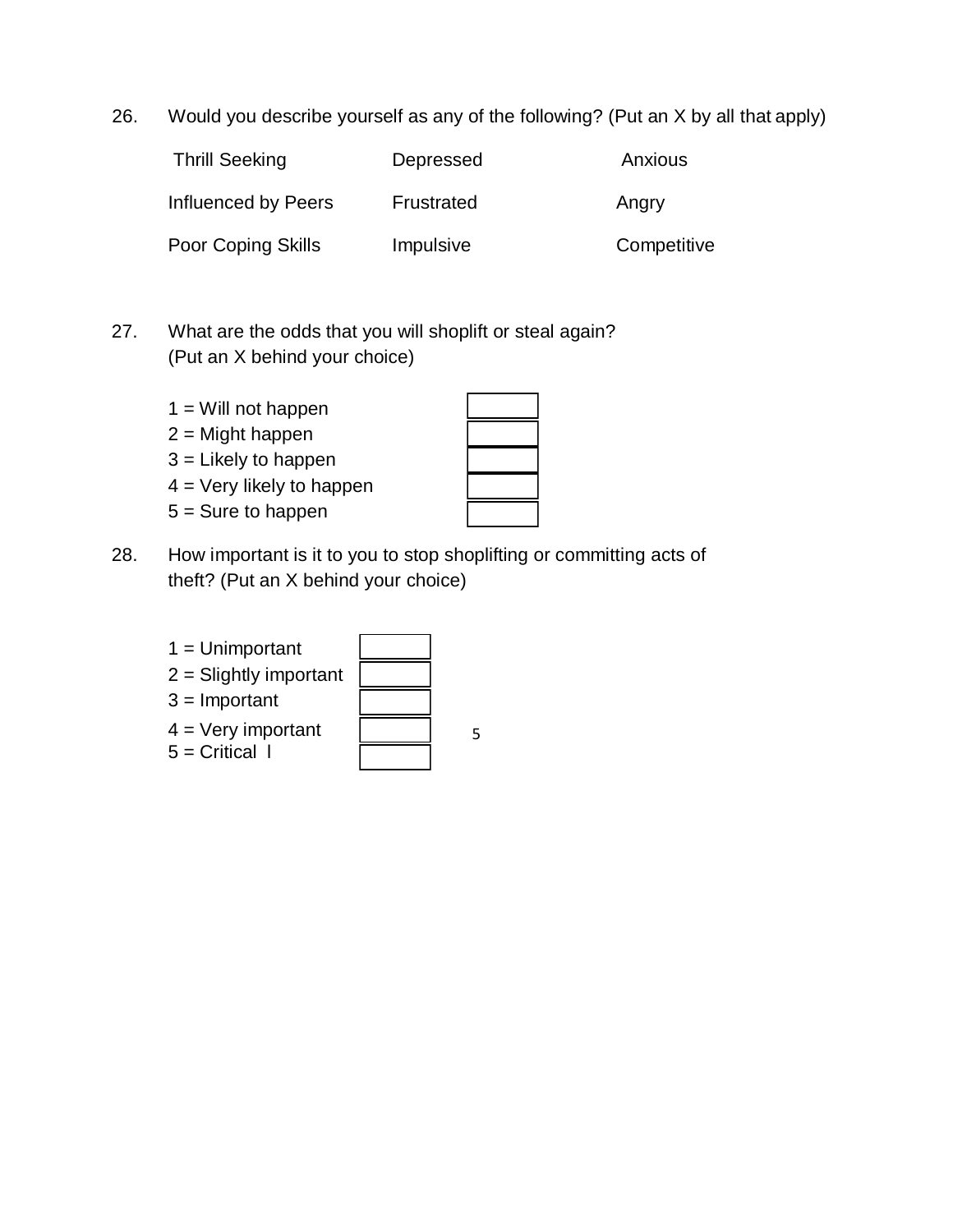26. Would you describe yourself as any of the following? (Put an X by all that apply)

| | | |
|---|---|---|
| Thrill Seeking | Depressed | Anxious |
| Influenced by Peers | Frustrated | Angry |
| Poor Coping Skills | Impulsive | Competitive |

27. What are the odds that you will shoplift or steal again? (Put an X behind your choice)

| | |
|---|---|
| 1 = Will not happen | |
| 2 = Might happen | |
| 3 = Likely to happen | |
| 4 = Very likely to happen | |
| 5 = Sure to happen | |

28. How important is it to you to stop shoplifting or committing acts of theft? (Put an X behind your choice)

| | |
|---|---|
| 1 = Unimportant | |
| 2 = Slightly important | |
| 3 = Important | |
| 4 = Very important | |
| 5 = Critical l | |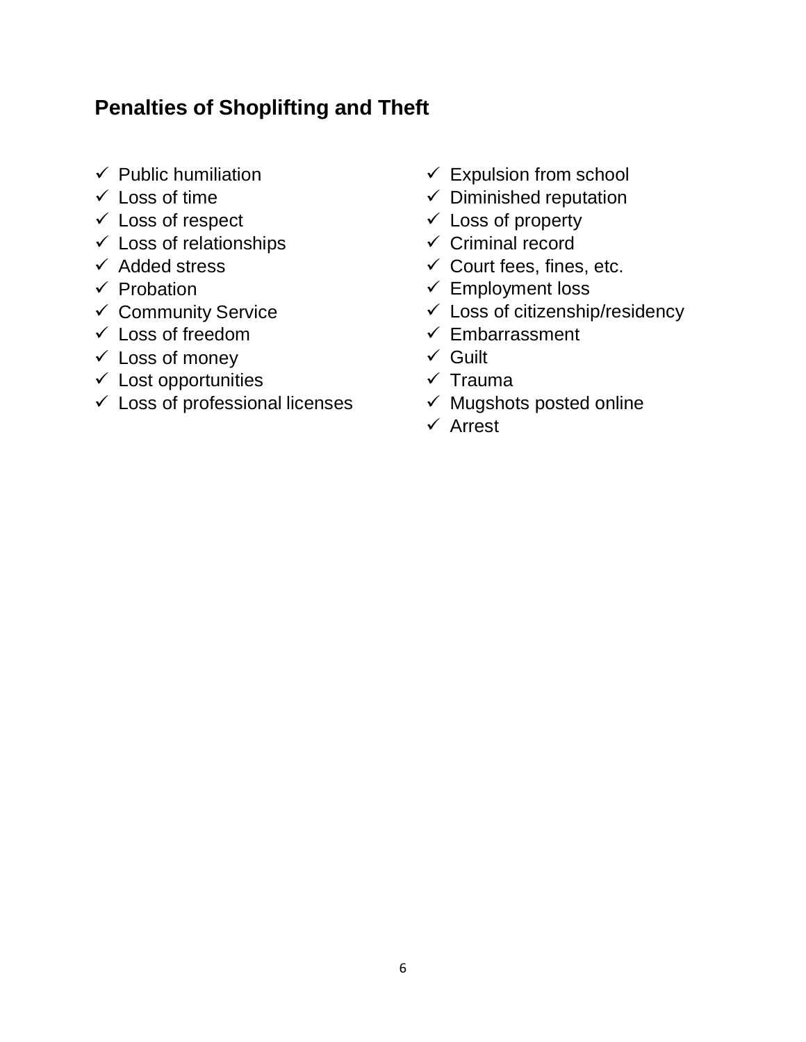## Penalties of Shoplifting and Theft

- ✓ Public humiliation
- ✓ Loss of time
- ✓ Loss of respect
- ✓ Loss of relationships
- ✓ Added stress
- ✓ Probation
- ✓ Community Service
- ✓ Loss of freedom
- ✓ Loss of money
- ✓ Lost opportunities
- ✓ Loss of professional licenses
- ✓ Expulsion from school
- ✓ Diminished reputation
- ✓ Loss of property
- ✓ Criminal record
- ✓ Court fees, fines, etc.
- ✓ Employment loss
- ✓ Loss of citizenship/residency
- ✓ Embarrassment
- ✓ Guilt
- ✓ Trauma
- ✓ Mugshots posted online
- ✓ Arrest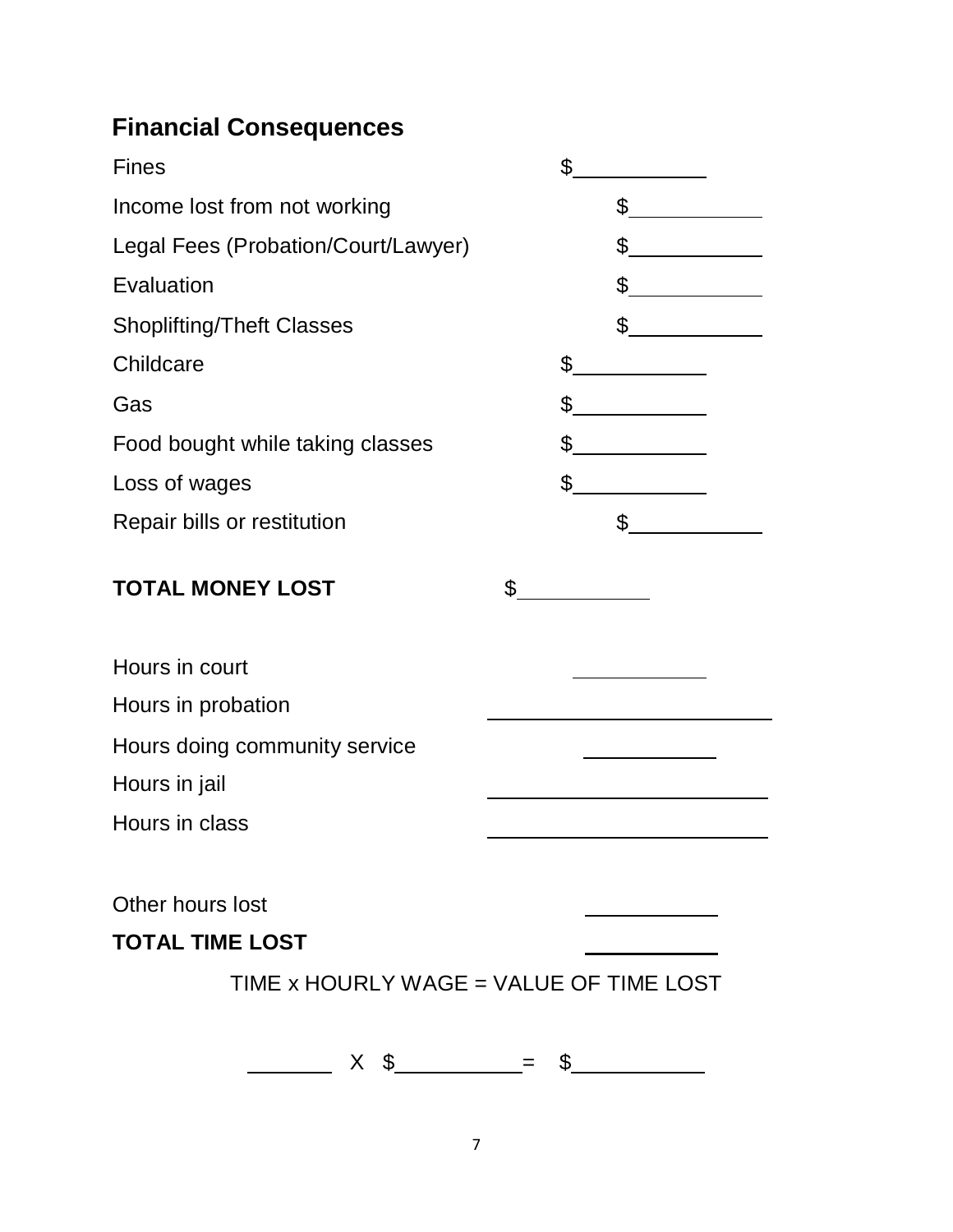## Financial Consequences

| | |
|---|---|
| Fines | $\_\_\_\_\_\_\_\_\_\_ |
| Income lost from not working | $\_\_\_\_\_\_\_\_\_\_ |
| Legal Fees (Probation/Court/Lawyer) | $\_\_\_\_\_\_\_\_\_\_ |
| Evaluation | $\_\_\_\_\_\_\_\_\_\_ |
| Shoplifting/Theft Classes | $\_\_\_\_\_\_\_\_\_\_ |
| Childcare | $\_\_\_\_\_\_\_\_\_\_ |
| Gas | $\_\_\_\_\_\_\_\_\_\_ |
| Food bought while taking classes | $\_\_\_\_\_\_\_\_\_\_ |
| Loss of wages | $\_\_\_\_\_\_\_\_\_\_ |
| Repair bills or restitution | $\_\_\_\_\_\_\_\_\_\_ |

**TOTAL MONEY LOST** $\_\_\_\_\_\_\_\_\_\_

| | |
|---|---|
| Hours in court | \_\_\_\_\_\_\_\_\_\_ |
| Hours in probation | \_\_\_\_\_\_\_\_\_\_ |
| Hours doing community service | \_\_\_\_\_\_\_\_\_\_ |
| Hours in jail | \_\_\_\_\_\_\_\_\_\_ |
| Hours in class | \_\_\_\_\_\_\_\_\_\_ |

Other hours lost \_\_\_\_\_\_\_\_\_\_

**TOTAL TIME LOST** \_\_\_\_\_\_\_\_\_\_

TIME x HOURLY WAGE = VALUE OF TIME LOST

\_\_\_\_\_\_\_ X $\_\_\_\_\_\_\_\_\_\_ = $\_\_\_\_\_\_\_\_\_\_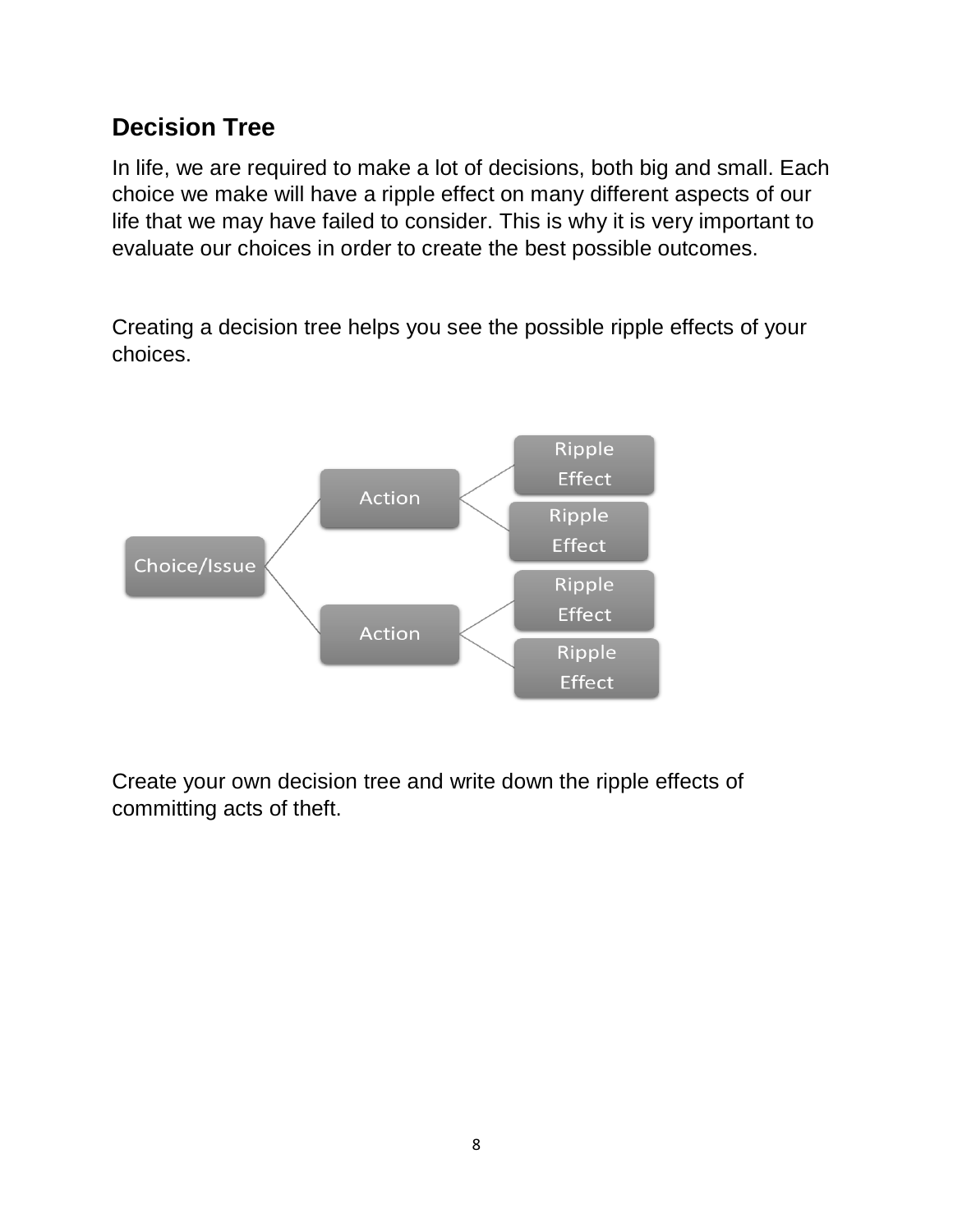## Decision Tree

In life, we are required to make a lot of decisions, both big and small. Each choice we make will have a ripple effect on many different aspects of our life that we may have failed to consider. This is why it is very important to evaluate our choices in order to create the best possible outcomes.

Creating a decision tree helps you see the possible ripple effects of your choices.

- Choice/Issue
  - Action
    - Ripple Effect
    - Ripple Effect
  - Action
    - Ripple Effect
    - Ripple Effect

Create your own decision tree and write down the ripple effects of committing acts of theft.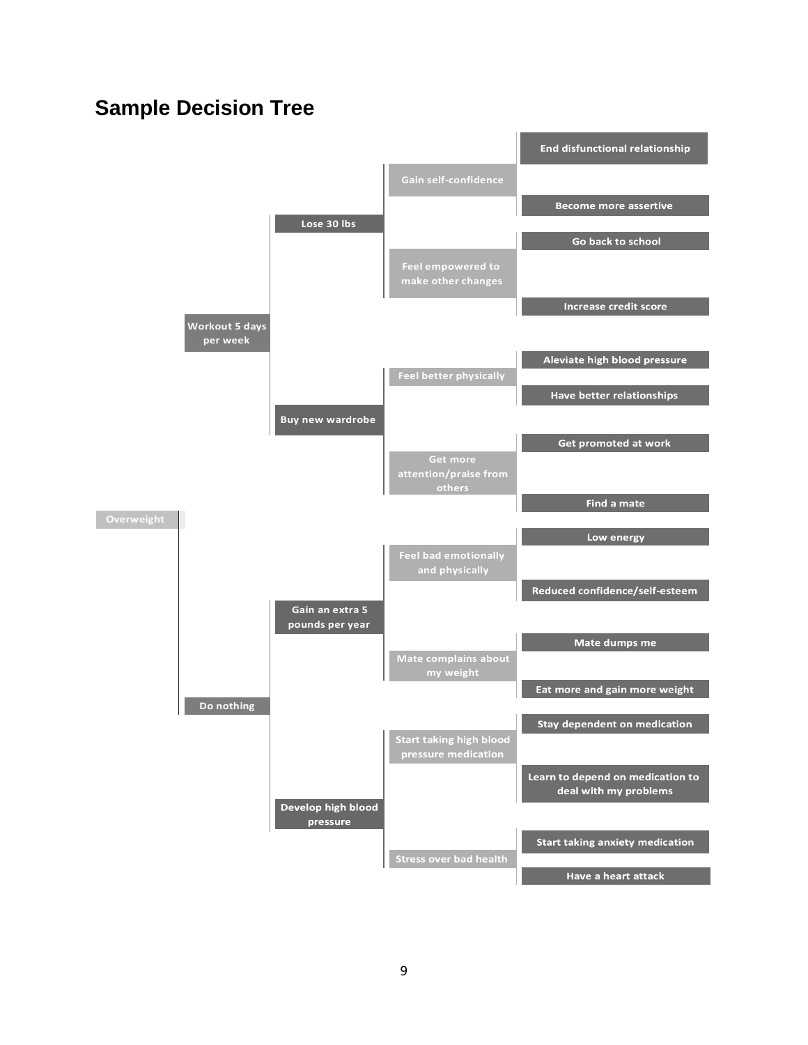## Sample Decision Tree

- Overweight
  - Workout 5 days per week
    - Lose 30 lbs
      - Gain self-confidence
        - End disfunctional relationship
        - Become more assertive
      - Feel empowered to make other changes
        - Go back to school
        - Increase credit score
    - Buy new wardrobe
      - Feel better physically
        - Aleviate high blood pressure
        - Have better relationships
      - Get more attention/praise from others
        - Get promoted at work
        - Find a mate
  - Do nothing
    - Gain an extra 5 pounds per year
      - Feel bad emotionally and physically
        - Low energy
        - Reduced confidence/self-esteem
      - Mate complains about my weight
        - Mate dumps me
        - Eat more and gain more weight
    - Develop high blood pressure
      - Start taking high blood pressure medication
        - Stay dependent on medication
        - Learn to depend on medication to deal with my problems
      - Stress over bad health
        - Start taking anxiety medication
        - Have a heart attack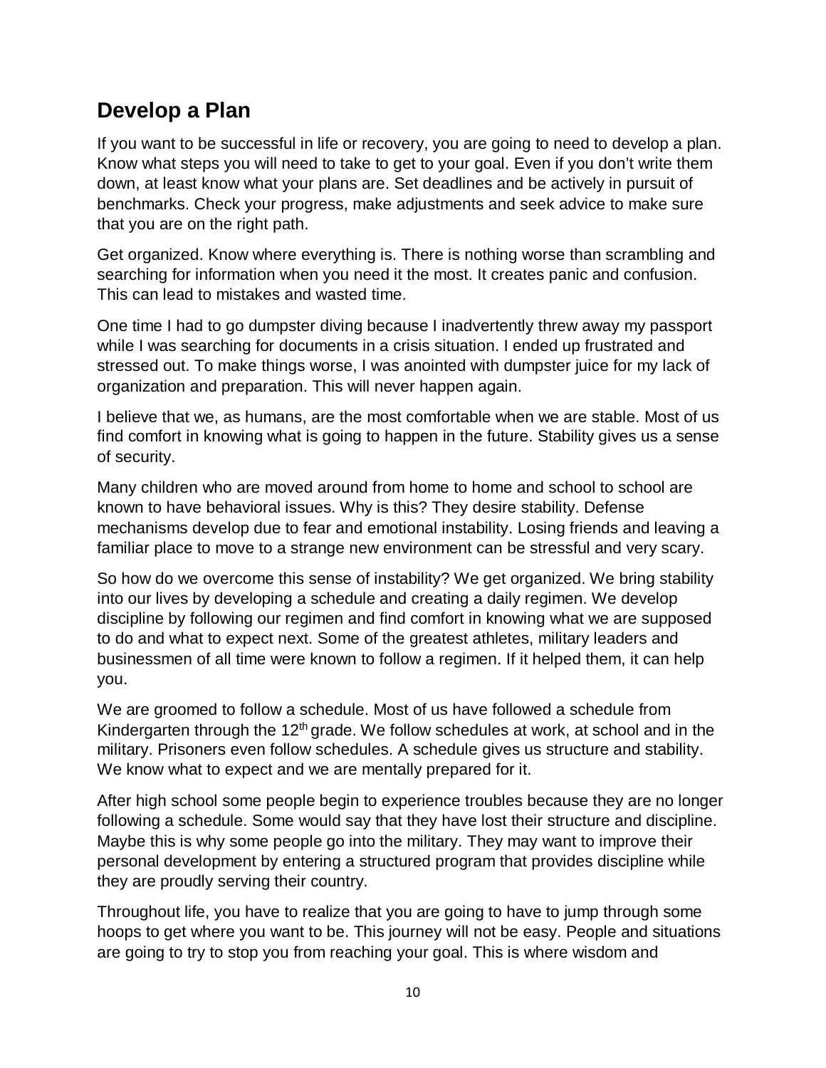## Develop a Plan

If you want to be successful in life or recovery, you are going to need to develop a plan. Know what steps you will need to take to get to your goal. Even if you don't write them down, at least know what your plans are. Set deadlines and be actively in pursuit of benchmarks. Check your progress, make adjustments and seek advice to make sure that you are on the right path.

Get organized. Know where everything is. There is nothing worse than scrambling and searching for information when you need it the most. It creates panic and confusion. This can lead to mistakes and wasted time.

One time I had to go dumpster diving because I inadvertently threw away my passport while I was searching for documents in a crisis situation. I ended up frustrated and stressed out. To make things worse, I was anointed with dumpster juice for my lack of organization and preparation. This will never happen again.

I believe that we, as humans, are the most comfortable when we are stable. Most of us find comfort in knowing what is going to happen in the future. Stability gives us a sense of security.

Many children who are moved around from home to home and school to school are known to have behavioral issues. Why is this? They desire stability. Defense mechanisms develop due to fear and emotional instability. Losing friends and leaving a familiar place to move to a strange new environment can be stressful and very scary.

So how do we overcome this sense of instability? We get organized. We bring stability into our lives by developing a schedule and creating a daily regimen. We develop discipline by following our regimen and find comfort in knowing what we are supposed to do and what to expect next. Some of the greatest athletes, military leaders and businessmen of all time were known to follow a regimen. If it helped them, it can help you.

We are groomed to follow a schedule. Most of us have followed a schedule from Kindergarten through the 12th grade. We follow schedules at work, at school and in the military. Prisoners even follow schedules. A schedule gives us structure and stability. We know what to expect and we are mentally prepared for it.

After high school some people begin to experience troubles because they are no longer following a schedule. Some would say that they have lost their structure and discipline. Maybe this is why some people go into the military. They may want to improve their personal development by entering a structured program that provides discipline while they are proudly serving their country.

Throughout life, you have to realize that you are going to have to jump through some hoops to get where you want to be. This journey will not be easy. People and situations are going to try to stop you from reaching your goal. This is where wisdom and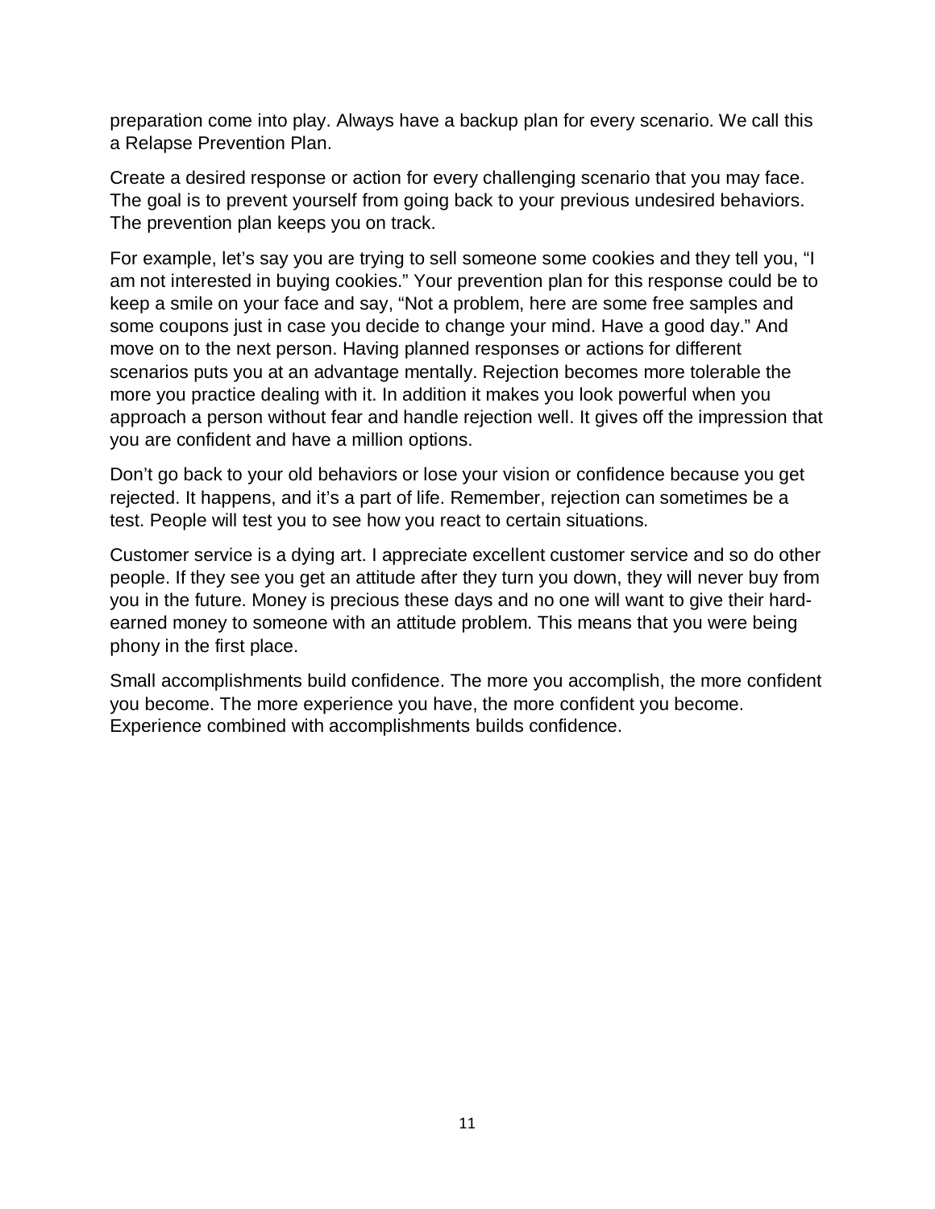preparation come into play. Always have a backup plan for every scenario. We call this a Relapse Prevention Plan.

Create a desired response or action for every challenging scenario that you may face. The goal is to prevent yourself from going back to your previous undesired behaviors. The prevention plan keeps you on track.

For example, let's say you are trying to sell someone some cookies and they tell you, "I am not interested in buying cookies." Your prevention plan for this response could be to keep a smile on your face and say, "Not a problem, here are some free samples and some coupons just in case you decide to change your mind. Have a good day." And move on to the next person. Having planned responses or actions for different scenarios puts you at an advantage mentally. Rejection becomes more tolerable the more you practice dealing with it. In addition it makes you look powerful when you approach a person without fear and handle rejection well. It gives off the impression that you are confident and have a million options.

Don't go back to your old behaviors or lose your vision or confidence because you get rejected. It happens, and it's a part of life. Remember, rejection can sometimes be a test. People will test you to see how you react to certain situations.

Customer service is a dying art. I appreciate excellent customer service and so do other people. If they see you get an attitude after they turn you down, they will never buy from you in the future. Money is precious these days and no one will want to give their hard-earned money to someone with an attitude problem. This means that you were being phony in the first place.

Small accomplishments build confidence. The more you accomplish, the more confident you become. The more experience you have, the more confident you become. Experience combined with accomplishments builds confidence.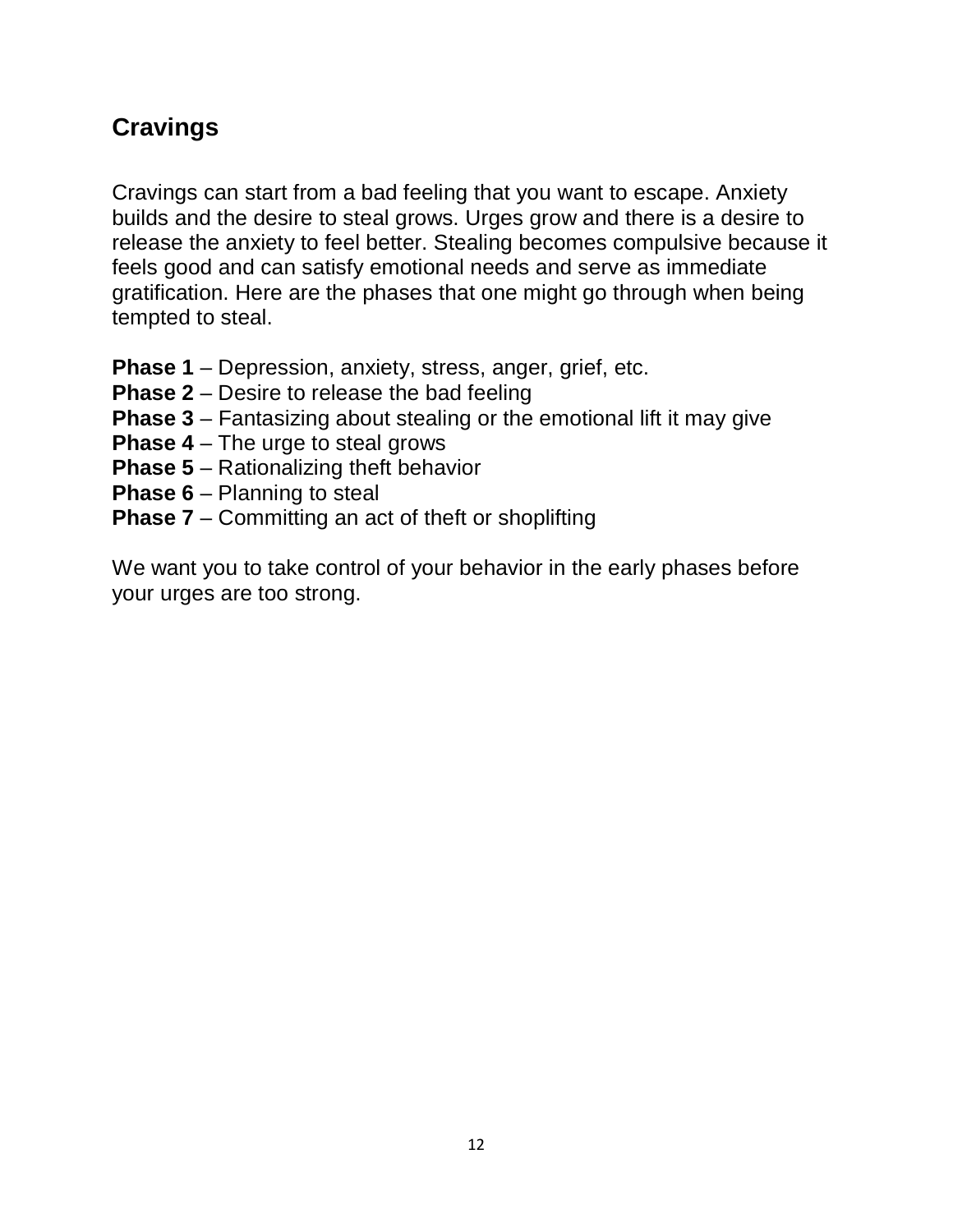## Cravings

Cravings can start from a bad feeling that you want to escape. Anxiety builds and the desire to steal grows. Urges grow and there is a desire to release the anxiety to feel better. Stealing becomes compulsive because it feels good and can satisfy emotional needs and serve as immediate gratification. Here are the phases that one might go through when being tempted to steal.

**Phase 1** – Depression, anxiety, stress, anger, grief, etc.
**Phase 2** – Desire to release the bad feeling
**Phase 3** – Fantasizing about stealing or the emotional lift it may give
**Phase 4** – The urge to steal grows
**Phase 5** – Rationalizing theft behavior
**Phase 6** – Planning to steal
**Phase 7** – Committing an act of theft or shoplifting

We want you to take control of your behavior in the early phases before your urges are too strong.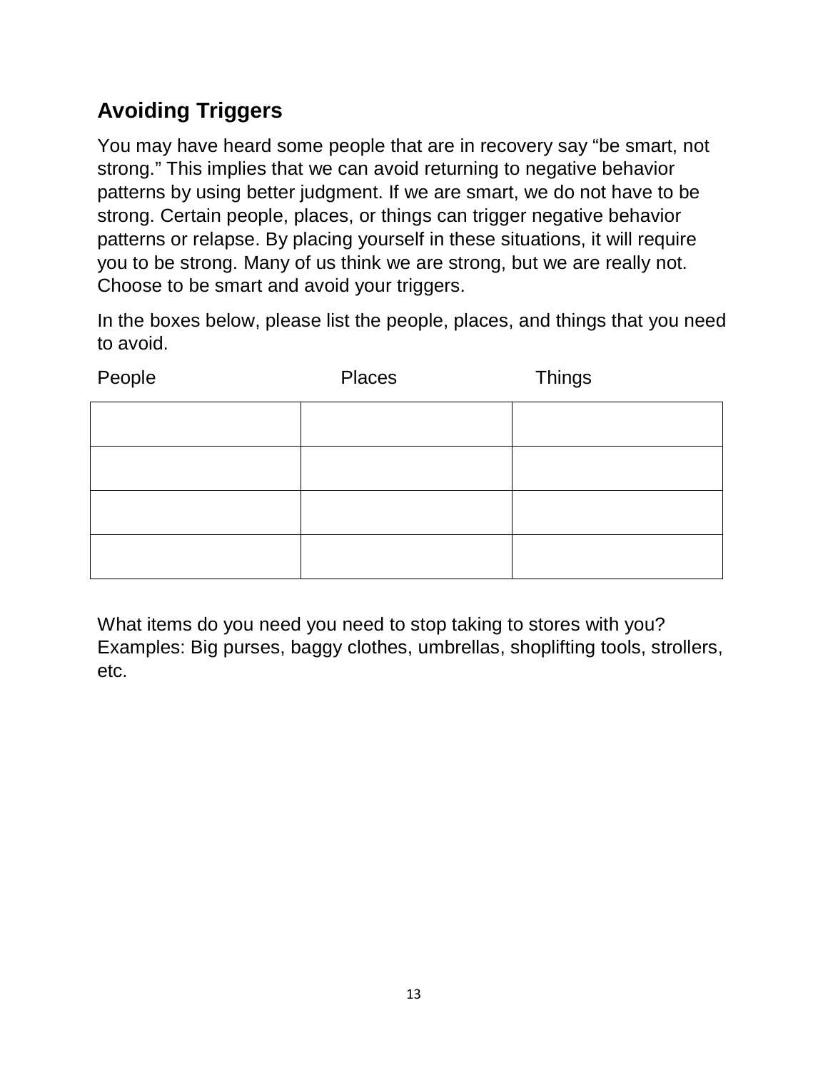## Avoiding Triggers

You may have heard some people that are in recovery say "be smart, not strong." This implies that we can avoid returning to negative behavior patterns by using better judgment. If we are smart, we do not have to be strong. Certain people, places, or things can trigger negative behavior patterns or relapse. By placing yourself in these situations, it will require you to be strong. Many of us think we are strong, but we are really not. Choose to be smart and avoid your triggers.

In the boxes below, please list the people, places, and things that you need to avoid.

| People | Places | Things |
| --- | --- | --- |
| | | |
| | | |
| | | |
| | | |

What items do you need you need to stop taking to stores with you? Examples: Big purses, baggy clothes, umbrellas, shoplifting tools, strollers, etc.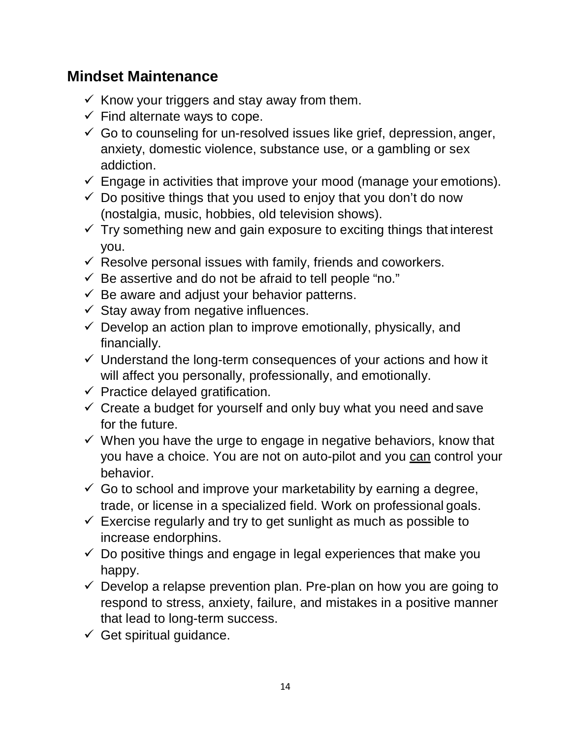## Mindset Maintenance

- ✓ Know your triggers and stay away from them.
- ✓ Find alternate ways to cope.
- ✓ Go to counseling for un-resolved issues like grief, depression, anger, anxiety, domestic violence, substance use, or a gambling or sex addiction.
- ✓ Engage in activities that improve your mood (manage your emotions).
- ✓ Do positive things that you used to enjoy that you don't do now (nostalgia, music, hobbies, old television shows).
- ✓ Try something new and gain exposure to exciting things that interest you.
- ✓ Resolve personal issues with family, friends and coworkers.
- ✓ Be assertive and do not be afraid to tell people "no."
- ✓ Be aware and adjust your behavior patterns.
- ✓ Stay away from negative influences.
- ✓ Develop an action plan to improve emotionally, physically, and financially.
- ✓ Understand the long-term consequences of your actions and how it will affect you personally, professionally, and emotionally.
- ✓ Practice delayed gratification.
- ✓ Create a budget for yourself and only buy what you need and save for the future.
- ✓ When you have the urge to engage in negative behaviors, know that you have a choice. You are not on auto-pilot and you <u>can</u> control your behavior.
- ✓ Go to school and improve your marketability by earning a degree, trade, or license in a specialized field. Work on professional goals.
- ✓ Exercise regularly and try to get sunlight as much as possible to increase endorphins.
- ✓ Do positive things and engage in legal experiences that make you happy.
- ✓ Develop a relapse prevention plan. Pre-plan on how you are going to respond to stress, anxiety, failure, and mistakes in a positive manner that lead to long-term success.
- ✓ Get spiritual guidance.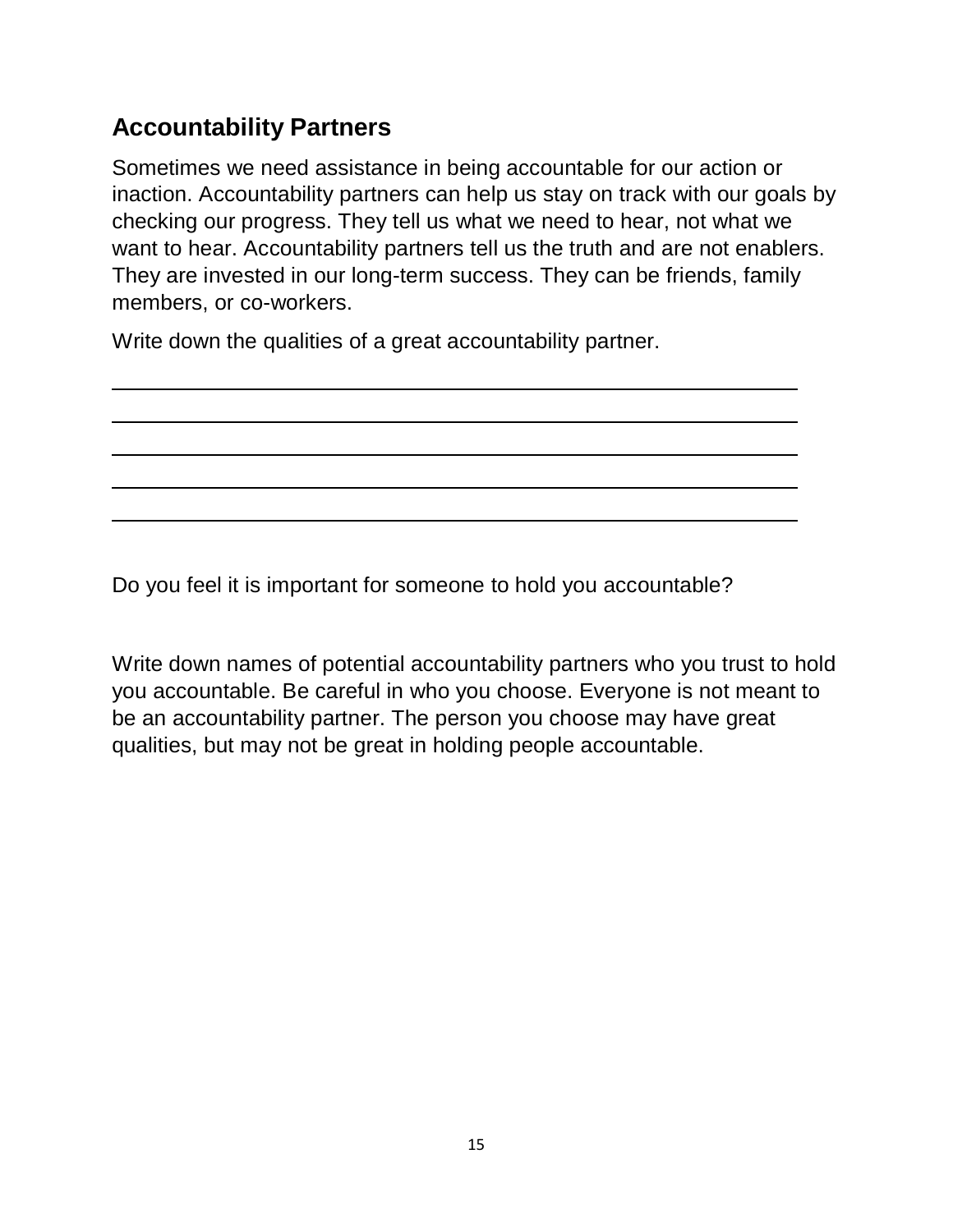## Accountability Partners

Sometimes we need assistance in being accountable for our action or inaction. Accountability partners can help us stay on track with our goals by checking our progress. They tell us what we need to hear, not what we want to hear. Accountability partners tell us the truth and are not enablers. They are invested in our long-term success. They can be friends, family members, or co-workers.

Write down the qualities of a great accountability partner.

_______________________________________________________________

_______________________________________________________________

_______________________________________________________________

_______________________________________________________________

_______________________________________________________________

Do you feel it is important for someone to hold you accountable?

Write down names of potential accountability partners who you trust to hold you accountable. Be careful in who you choose. Everyone is not meant to be an accountability partner. The person you choose may have great qualities, but may not be great in holding people accountable.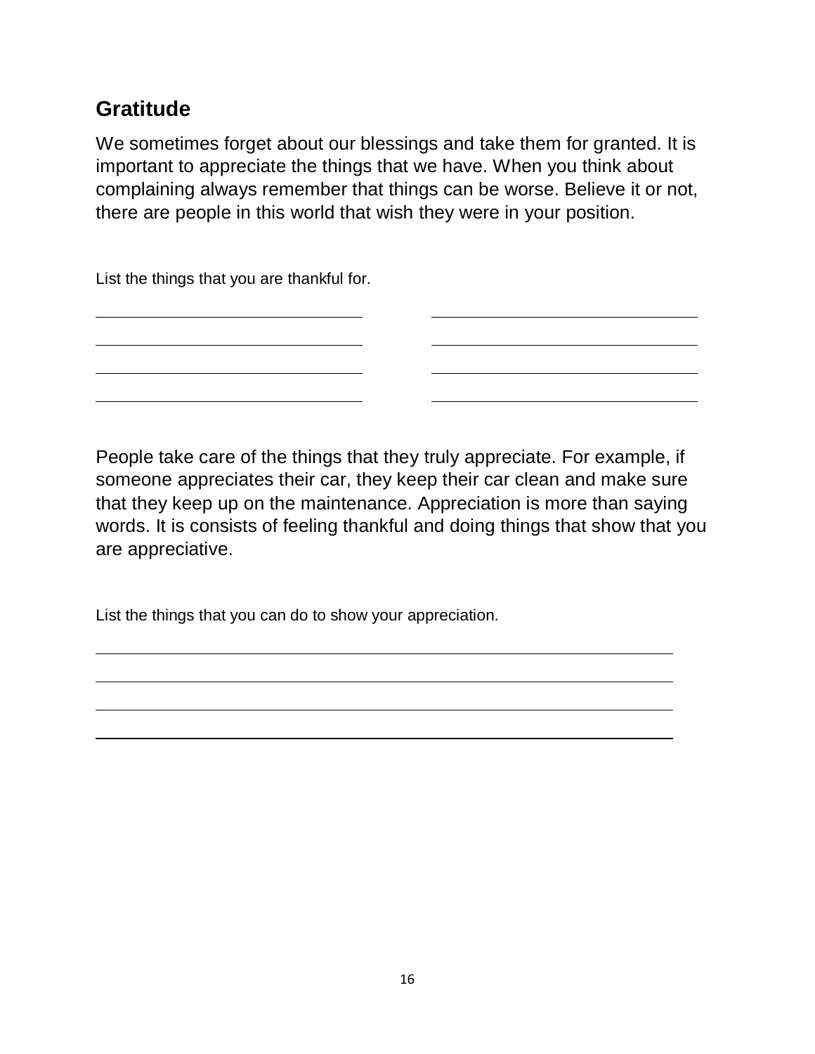## Gratitude

We sometimes forget about our blessings and take them for granted. It is important to appreciate the things that we have. When you think about complaining always remember that things can be worse. Believe it or not, there are people in this world that wish they were in your position.

List the things that you are thankful for.

______________________________ ______________________________

______________________________ ______________________________

______________________________ ______________________________

______________________________ ______________________________

People take care of the things that they truly appreciate. For example, if someone appreciates their car, they keep their car clean and make sure that they keep up on the maintenance. Appreciation is more than saying words. It is consists of feeling thankful and doing things that show that you are appreciative.

List the things that you can do to show your appreciation.

____________________________________________________________

____________________________________________________________

____________________________________________________________

____________________________________________________________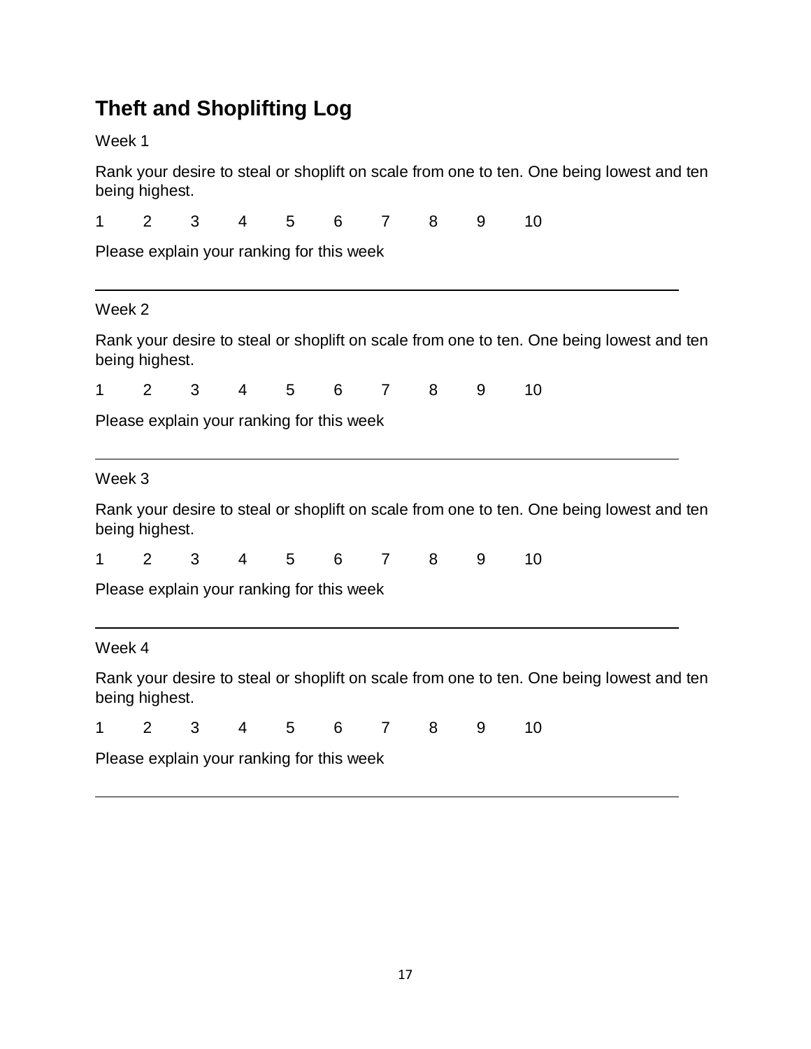## Theft and Shoplifting Log

Week 1

Rank your desire to steal or shoplift on scale from one to ten. One being lowest and ten being highest.

1 2 3 4 5 6 7 8 9 10

Please explain your ranking for this week

---

Week 2

Rank your desire to steal or shoplift on scale from one to ten. One being lowest and ten being highest.

1 2 3 4 5 6 7 8 9 10

Please explain your ranking for this week

---

Week 3

Rank your desire to steal or shoplift on scale from one to ten. One being lowest and ten being highest.

1 2 3 4 5 6 7 8 9 10

Please explain your ranking for this week

---

Week 4

Rank your desire to steal or shoplift on scale from one to ten. One being lowest and ten being highest.

1 2 3 4 5 6 7 8 9 10

Please explain your ranking for this week

---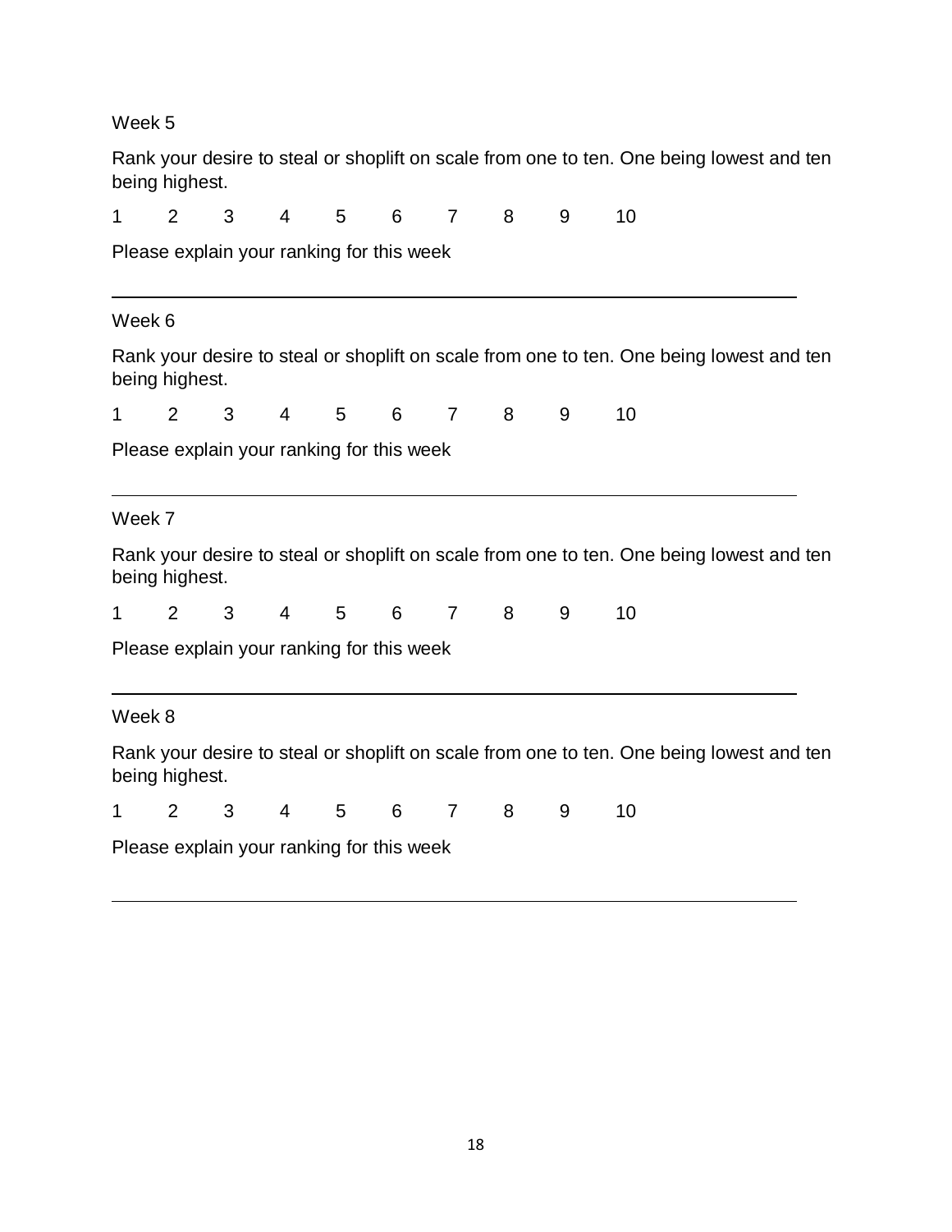Week 5

Rank your desire to steal or shoplift on scale from one to ten. One being lowest and ten being highest.

1 2 3 4 5 6 7 8 9 10

Please explain your ranking for this week

---

Week 6

Rank your desire to steal or shoplift on scale from one to ten. One being lowest and ten being highest.

1 2 3 4 5 6 7 8 9 10

Please explain your ranking for this week

---

Week 7

Rank your desire to steal or shoplift on scale from one to ten. One being lowest and ten being highest.

1 2 3 4 5 6 7 8 9 10

Please explain your ranking for this week

---

Week 8

Rank your desire to steal or shoplift on scale from one to ten. One being lowest and ten being highest.

1 2 3 4 5 6 7 8 9 10

Please explain your ranking for this week

---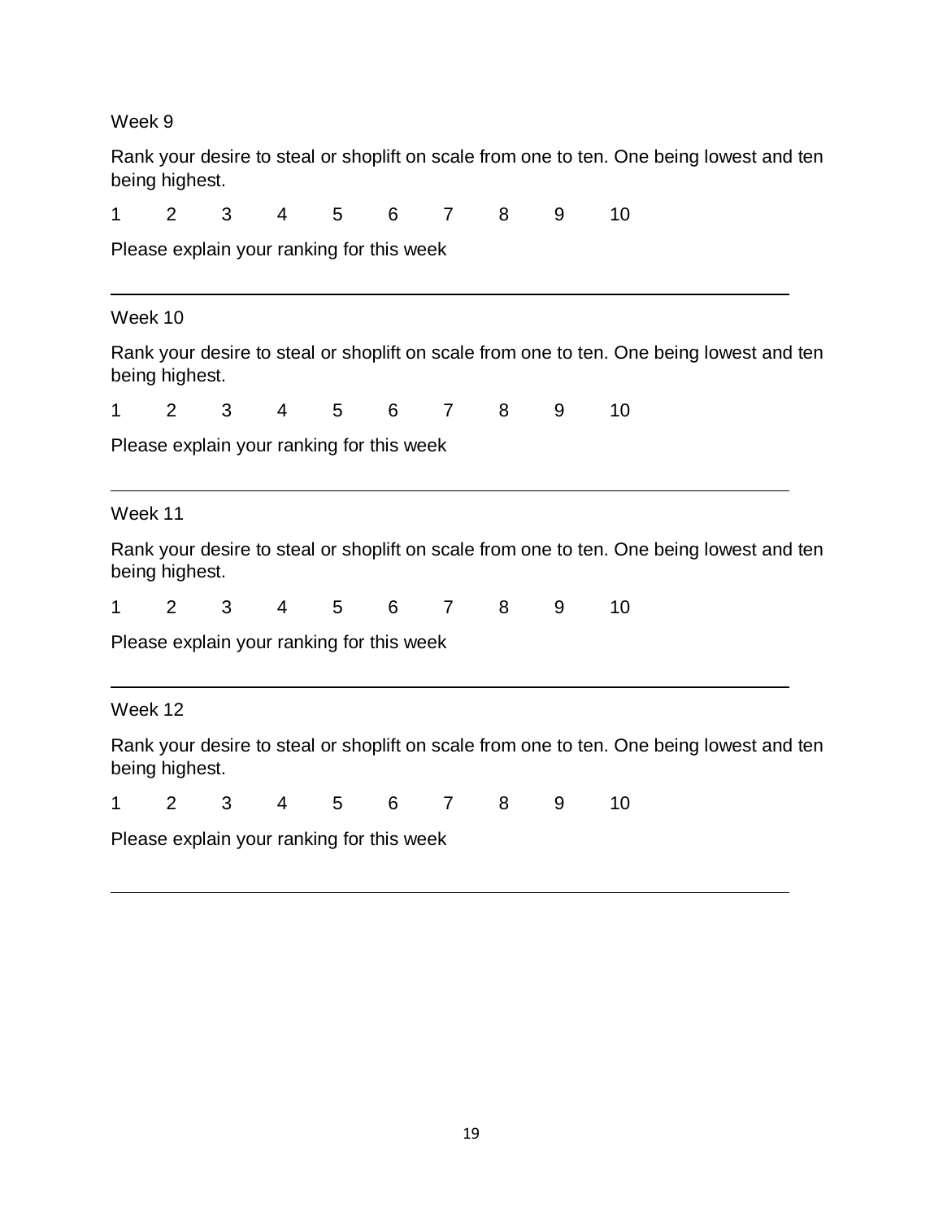Week 9

Rank your desire to steal or shoplift on scale from one to ten. One being lowest and ten being highest.

1 2 3 4 5 6 7 8 9 10

Please explain your ranking for this week

---

Week 10

Rank your desire to steal or shoplift on scale from one to ten. One being lowest and ten being highest.

1 2 3 4 5 6 7 8 9 10

Please explain your ranking for this week

---

Week 11

Rank your desire to steal or shoplift on scale from one to ten. One being lowest and ten being highest.

1 2 3 4 5 6 7 8 9 10

Please explain your ranking for this week

---

Week 12

Rank your desire to steal or shoplift on scale from one to ten. One being lowest and ten being highest.

1 2 3 4 5 6 7 8 9 10

Please explain your ranking for this week

---